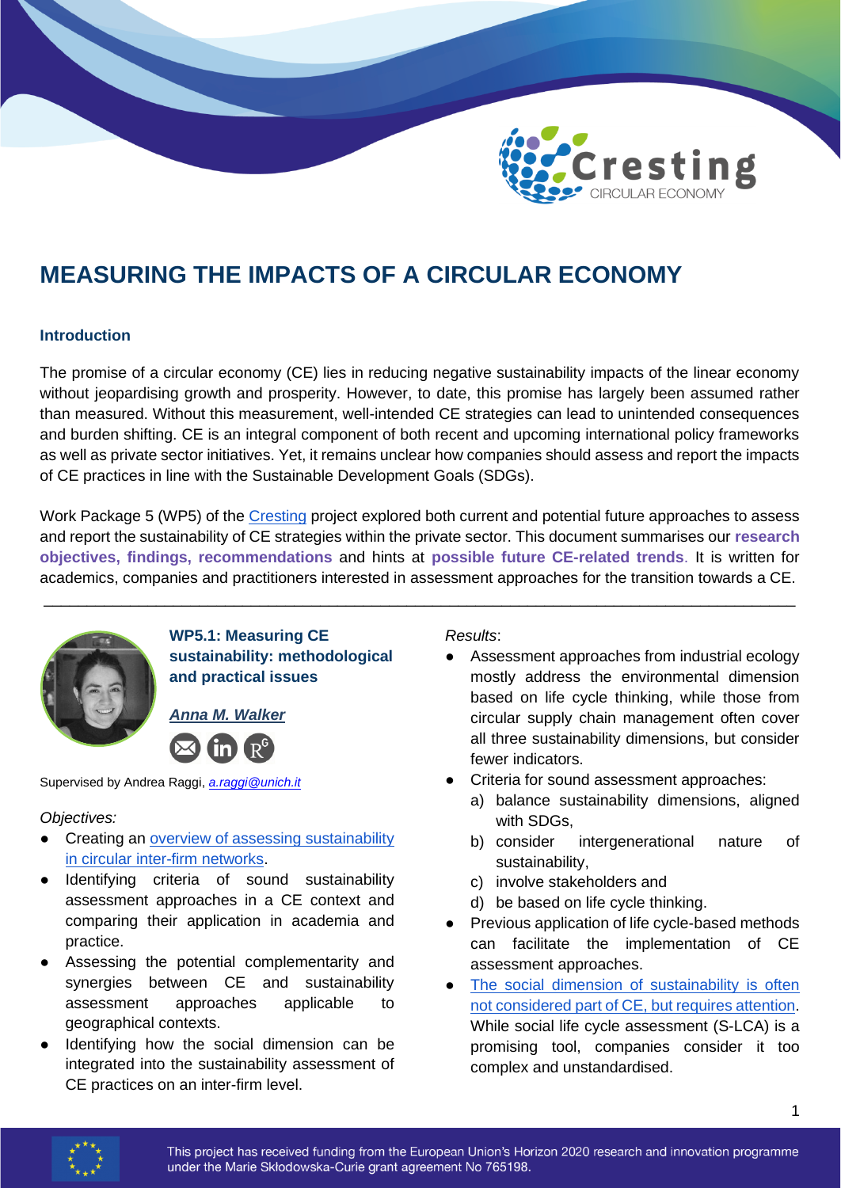# MEASURING THE IMPACTS OF A CIRCULAR ECONOMY

### Introduction

The promise of a circular economy (CE) lies in reducing negative sustainability impacts of the linear economy without jeopardising growth and prosperity. However, to date, this promise has largely been assumed rather than measured. Without this measurement, well-intended CE strategies can lead to unintended consequences and burden shifting. CE is an integral component of both recent and upcoming international policy frameworks as well as private sector initiatives. Yet, it remains unclear how companies should assess and report the impacts of CE practices in line with the Sustainable Development Goals (SDGs).

Work Package 5 (WP5) of the Cresting project explored both current and potential future approaches to assess and report the sustainability of CE strategies within the private sector. This document summarises our **research objectives, findings, recommendations** and hints at **possible future CE-related trends**. It is written for academics, companies and practitioners interested in assessment approaches for the transition towards a CE.

---

### WP5.1: Measuring CE sustainability: methodological and practical issues

***Anna M. Walker***

Supervised by Andrea Raggi, *a.raggi@unich.it*

*Objectives:*

- Creating an overview of assessing sustainability in circular inter-firm networks.
- Identifying criteria of sound sustainability assessment approaches in a CE context and comparing their application in academia and practice.
- Assessing the potential complementarity and synergies between CE and sustainability assessment approaches applicable to geographical contexts.
- Identifying how the social dimension can be integrated into the sustainability assessment of CE practices on an inter-firm level.

*Results*:

- Assessment approaches from industrial ecology mostly address the environmental dimension based on life cycle thinking, while those from circular supply chain management often cover all three sustainability dimensions, but consider fewer indicators.
- Criteria for sound assessment approaches:
  a) balance sustainability dimensions, aligned with SDGs,
  b) consider intergenerational nature of sustainability,
  c) involve stakeholders and
  d) be based on life cycle thinking.
- Previous application of life cycle-based methods can facilitate the implementation of CE assessment approaches.
- The social dimension of sustainability is often not considered part of CE, but requires attention. While social life cycle assessment (S-LCA) is a promising tool, companies consider it too complex and unstandardised.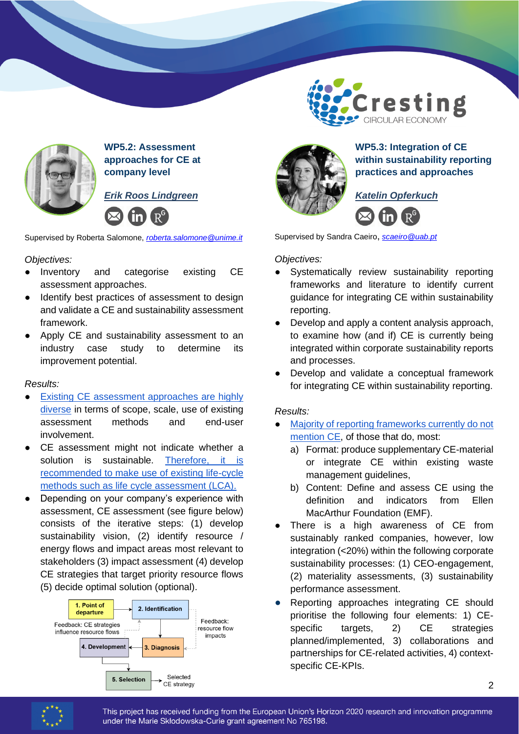## WP5.2: Assessment approaches for CE at company level

***Erik Roos Lindgreen***

Supervised by Roberta Salomone, *roberta.salomone@unime.it*

*Objectives:*

- Inventory and categorise existing CE assessment approaches.
- Identify best practices of assessment to design and validate a CE and sustainability assessment framework.
- Apply CE and sustainability assessment to an industry case study to determine its improvement potential.

*Results:*

- Existing CE assessment approaches are highly diverse in terms of scope, scale, use of existing assessment methods and end-user involvement.
- CE assessment might not indicate whether a solution is sustainable. Therefore, it is recommended to make use of existing life-cycle methods such as life cycle assessment (LCA).
- Depending on your company's experience with assessment, CE assessment (see figure below) consists of the iterative steps: (1) develop sustainability vision, (2) identify resource / energy flows and impact areas most relevant to stakeholders (3) impact assessment (4) develop CE strategies that target priority resource flows (5) decide optimal solution (optional).

1. Point of departure → 2. Identification → 3. Diagnosis → 4. Development → 5. Selection → Selected CE strategy

Feedback: CE strategies influence resource flows

Feedback: resource flow impacts

## WP5.3: Integration of CE within sustainability reporting practices and approaches

***Katelin Opferkuch***

Supervised by Sandra Caeiro, *scaeiro@uab.pt*

*Objectives:*

- Systematically review sustainability reporting frameworks and literature to identify current guidance for integrating CE within sustainability reporting.
- Develop and apply a content analysis approach, to examine how (and if) CE is currently being integrated within corporate sustainability reports and processes.
- Develop and validate a conceptual framework for integrating CE within sustainability reporting.

*Results:*

- Majority of reporting frameworks currently do not mention CE, of those that do, most:
  a) Format: produce supplementary CE-material or integrate CE within existing waste management guidelines,
  b) Content: Define and assess CE using the definition and indicators from Ellen MacArthur Foundation (EMF).
- There is a high awareness of CE from sustainably ranked companies, however, low integration (<20%) within the following corporate sustainability processes: (1) CEO-engagement, (2) materiality assessments, (3) sustainability performance assessment.
- Reporting approaches integrating CE should prioritise the following four elements: 1) CE-specific targets, 2) CE strategies planned/implemented, 3) collaborations and partnerships for CE-related activities, 4) context-specific CE-KPIs.

This project has received funding from the European Union's Horizon 2020 research and innovation programme under the Marie Skłodowska-Curie grant agreement No 765198.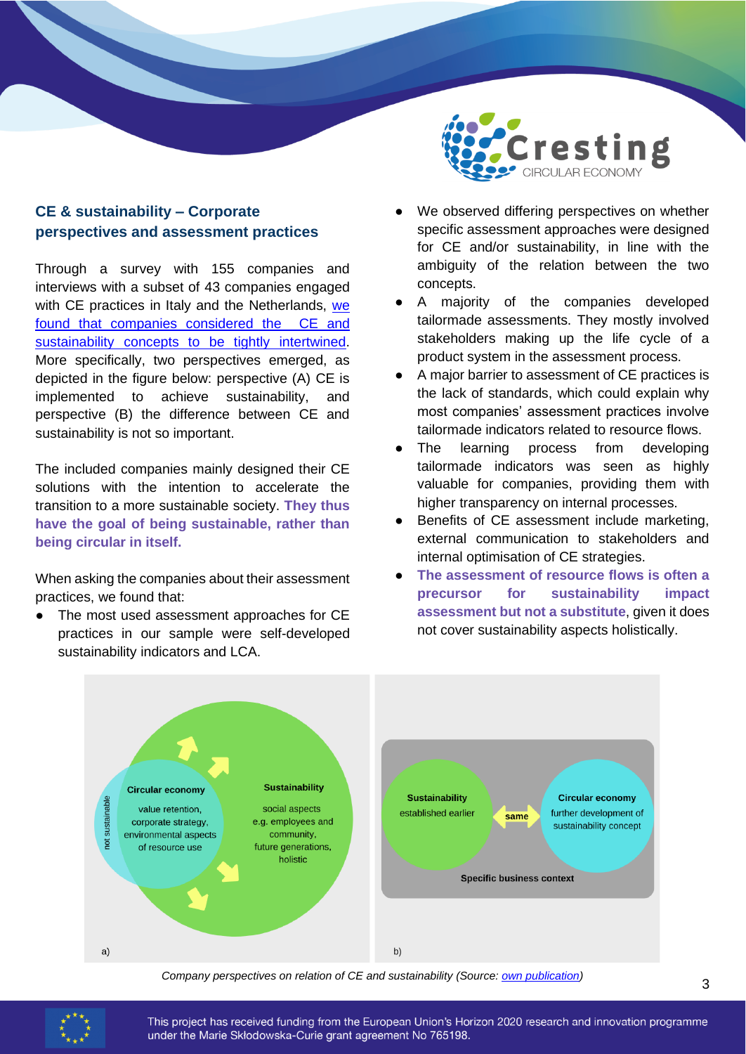## CE & sustainability – Corporate perspectives and assessment practices

Through a survey with 155 companies and interviews with a subset of 43 companies engaged with CE practices in Italy and the Netherlands, we found that companies considered the CE and sustainability concepts to be tightly intertwined. More specifically, two perspectives emerged, as depicted in the figure below: perspective (A) CE is implemented to achieve sustainability, and perspective (B) the difference between CE and sustainability is not so important.

The included companies mainly designed their CE solutions with the intention to accelerate the transition to a more sustainable society. **They thus have the goal of being sustainable, rather than being circular in itself.**

When asking the companies about their assessment practices, we found that:

- The most used assessment approaches for CE practices in our sample were self-developed sustainability indicators and LCA.
- We observed differing perspectives on whether specific assessment approaches were designed for CE and/or sustainability, in line with the ambiguity of the relation between the two concepts.
- A majority of the companies developed tailormade assessments. They mostly involved stakeholders making up the life cycle of a product system in the assessment process.
- A major barrier to assessment of CE practices is the lack of standards, which could explain why most companies' assessment practices involve tailormade indicators related to resource flows.
- The learning process from developing tailormade indicators was seen as highly valuable for companies, providing them with higher transparency on internal processes.
- Benefits of CE assessment include marketing, external communication to stakeholders and internal optimisation of CE strategies.
- **The assessment of resource flows is often a precursor for sustainability impact assessment but not a substitute**, given it does not cover sustainability aspects holistically.

*Company perspectives on relation of CE and sustainability (Source: own publication)*

This project has received funding from the European Union's Horizon 2020 research and innovation programme under the Marie Skłodowska-Curie grant agreement No 765198.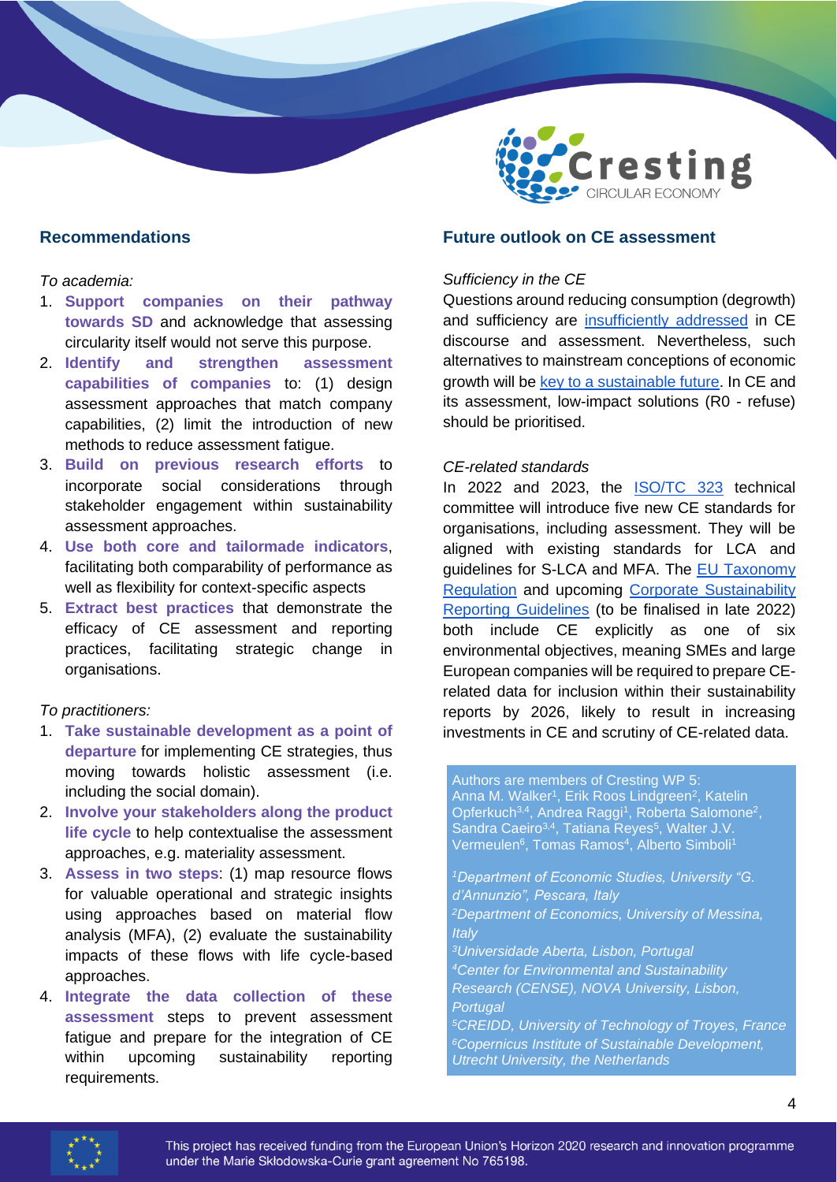## Recommendations

*To academia:*

1. **Support companies on their pathway towards SD** and acknowledge that assessing circularity itself would not serve this purpose.
2. **Identify and strengthen assessment capabilities of companies** to: (1) design assessment approaches that match company capabilities, (2) limit the introduction of new methods to reduce assessment fatigue.
3. **Build on previous research efforts** to incorporate social considerations through stakeholder engagement within sustainability assessment approaches.
4. **Use both core and tailormade indicators**, facilitating both comparability of performance as well as flexibility for context-specific aspects
5. **Extract best practices** that demonstrate the efficacy of CE assessment and reporting practices, facilitating strategic change in organisations.

*To practitioners:*

1. **Take sustainable development as a point of departure** for implementing CE strategies, thus moving towards holistic assessment (i.e. including the social domain).
2. **Involve your stakeholders along the product life cycle** to help contextualise the assessment approaches, e.g. materiality assessment.
3. **Assess in two steps**: (1) map resource flows for valuable operational and strategic insights using approaches based on material flow analysis (MFA), (2) evaluate the sustainability impacts of these flows with life cycle-based approaches.
4. **Integrate the data collection of these assessment** steps to prevent assessment fatigue and prepare for the integration of CE within upcoming sustainability reporting requirements.

## Future outlook on CE assessment

*Sufficiency in the CE*

Questions around reducing consumption (degrowth) and sufficiency are insufficiently addressed in CE discourse and assessment. Nevertheless, such alternatives to mainstream conceptions of economic growth will be key to a sustainable future. In CE and its assessment, low-impact solutions (R0 - refuse) should be prioritised.

*CE-related standards*

In 2022 and 2023, the ISO/TC 323 technical committee will introduce five new CE standards for organisations, including assessment. They will be aligned with existing standards for LCA and guidelines for S-LCA and MFA. The EU Taxonomy Regulation and upcoming Corporate Sustainability Reporting Guidelines (to be finalised in late 2022) both include CE explicitly as one of six environmental objectives, meaning SMEs and large European companies will be required to prepare CE-related data for inclusion within their sustainability reports by 2026, likely to result in increasing investments in CE and scrutiny of CE-related data.

Authors are members of Cresting WP 5: Anna M. Walker[1], Erik Roos Lindgreen[2], Katelin Opferkuch[3,4], Andrea Raggi[1], Roberta Salomone[2], Sandra Caeiro[3,4], Tatiana Reyes[5], Walter J.V. Vermeulen[6], Tomas Ramos[4], Alberto Simboli[1]

*[1]Department of Economic Studies, University "G. d'Annunzio", Pescara, Italy*
*[2]Department of Economics, University of Messina, Italy*
*[3]Universidade Aberta, Lisbon, Portugal*
*[4]Center for Environmental and Sustainability Research (CENSE), NOVA University, Lisbon, Portugal*
*[5]CREIDD, University of Technology of Troyes, France*
*[6]Copernicus Institute of Sustainable Development, Utrecht University, the Netherlands*

This project has received funding from the European Union's Horizon 2020 research and innovation programme under the Marie Skłodowska-Curie grant agreement No 765198.